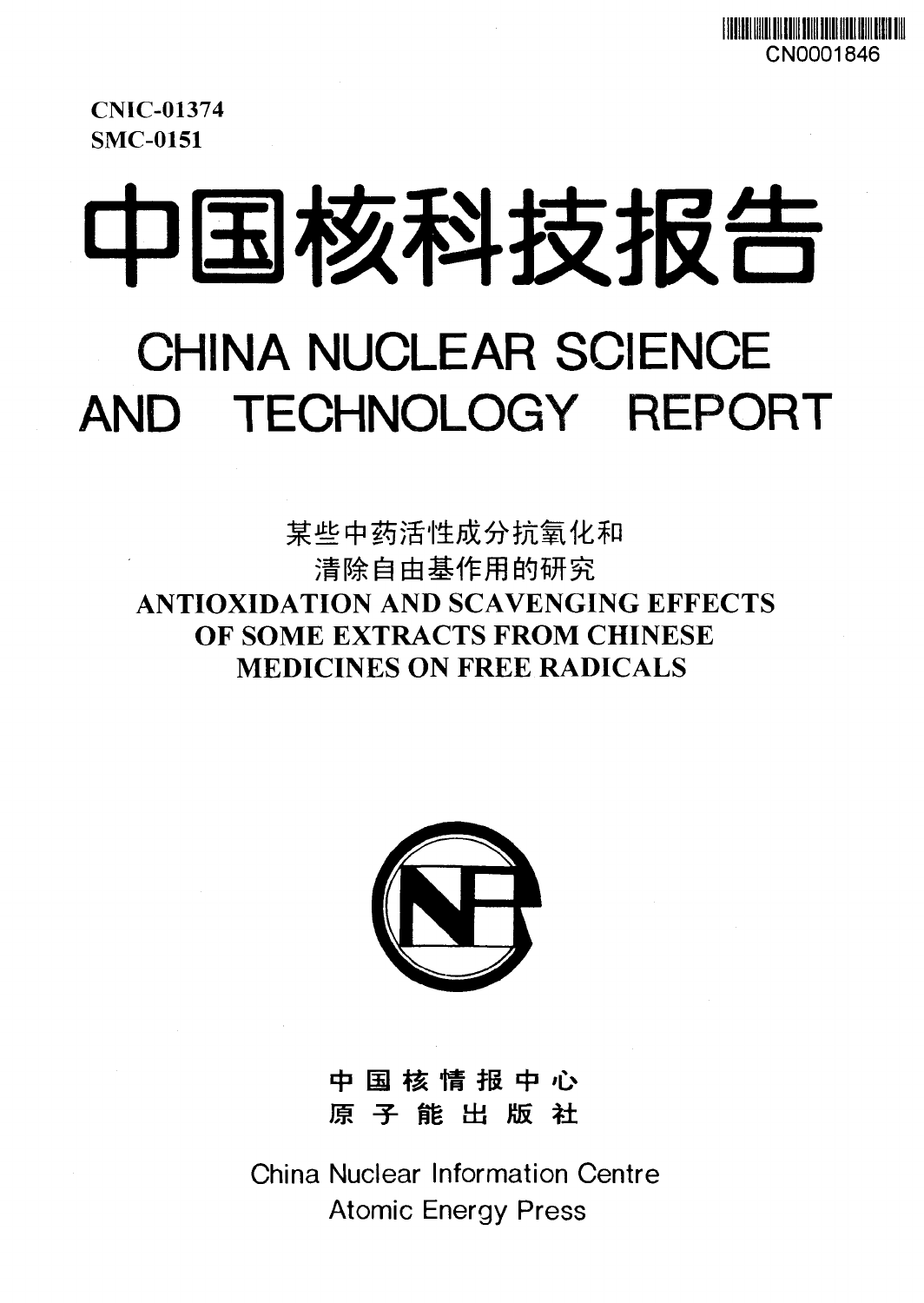CN0001846

CNIC-01374
SMC-0151

# 中国核科技报告

# CHINA NUCLEAR SCIENCE AND TECHNOLOGY REPORT

## 某些中药活性成分抗氧化和清除自由基作用的研究

## ANTIOXIDATION AND SCAVENGING EFFECTS OF SOME EXTRACTS FROM CHINESE MEDICINES ON FREE RADICALS

中国核情报中心
原子能出版社

China Nuclear Information Centre
Atomic Energy Press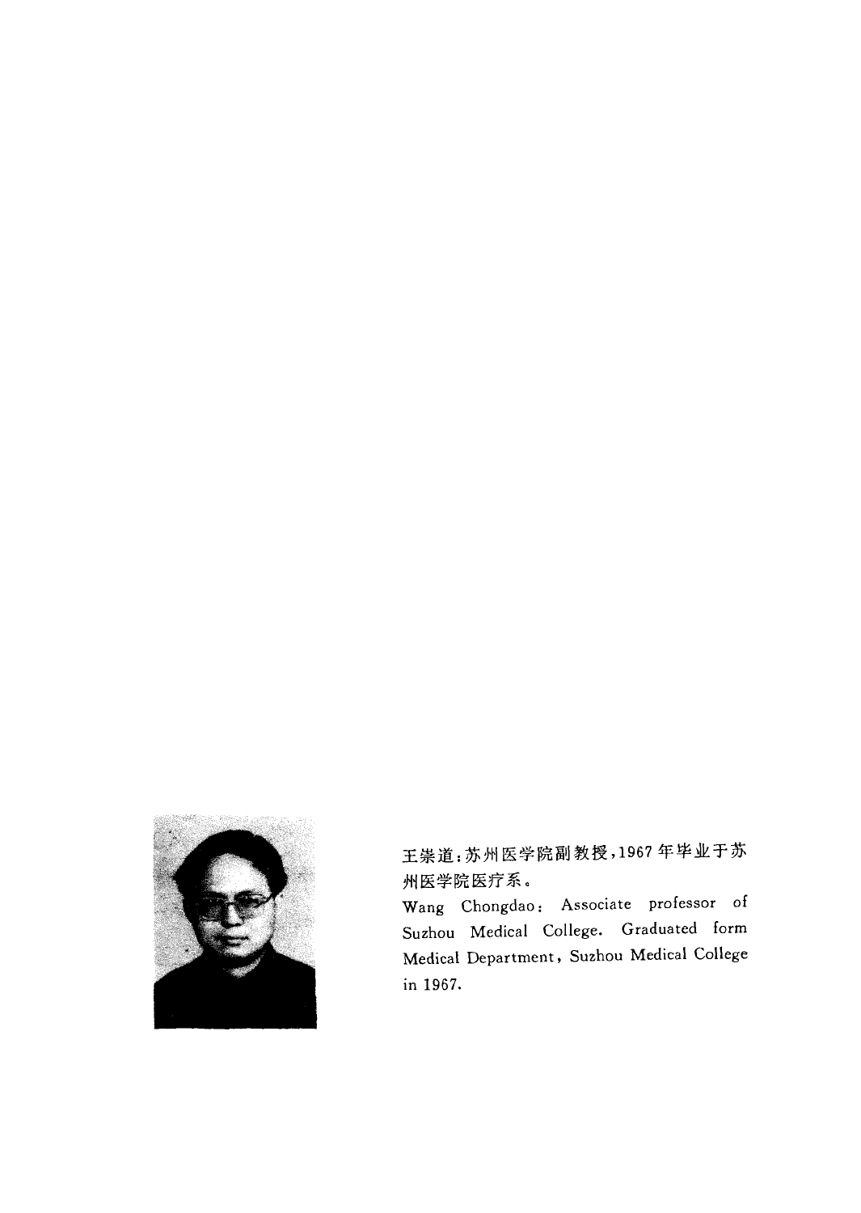王崇道：苏州医学院副教授，1967 年毕业于苏州医学院医疗系。

Wang Chongdao: Associate professor of Suzhou Medical College. Graduated form Medical Department, Suzhou Medical College in 1967.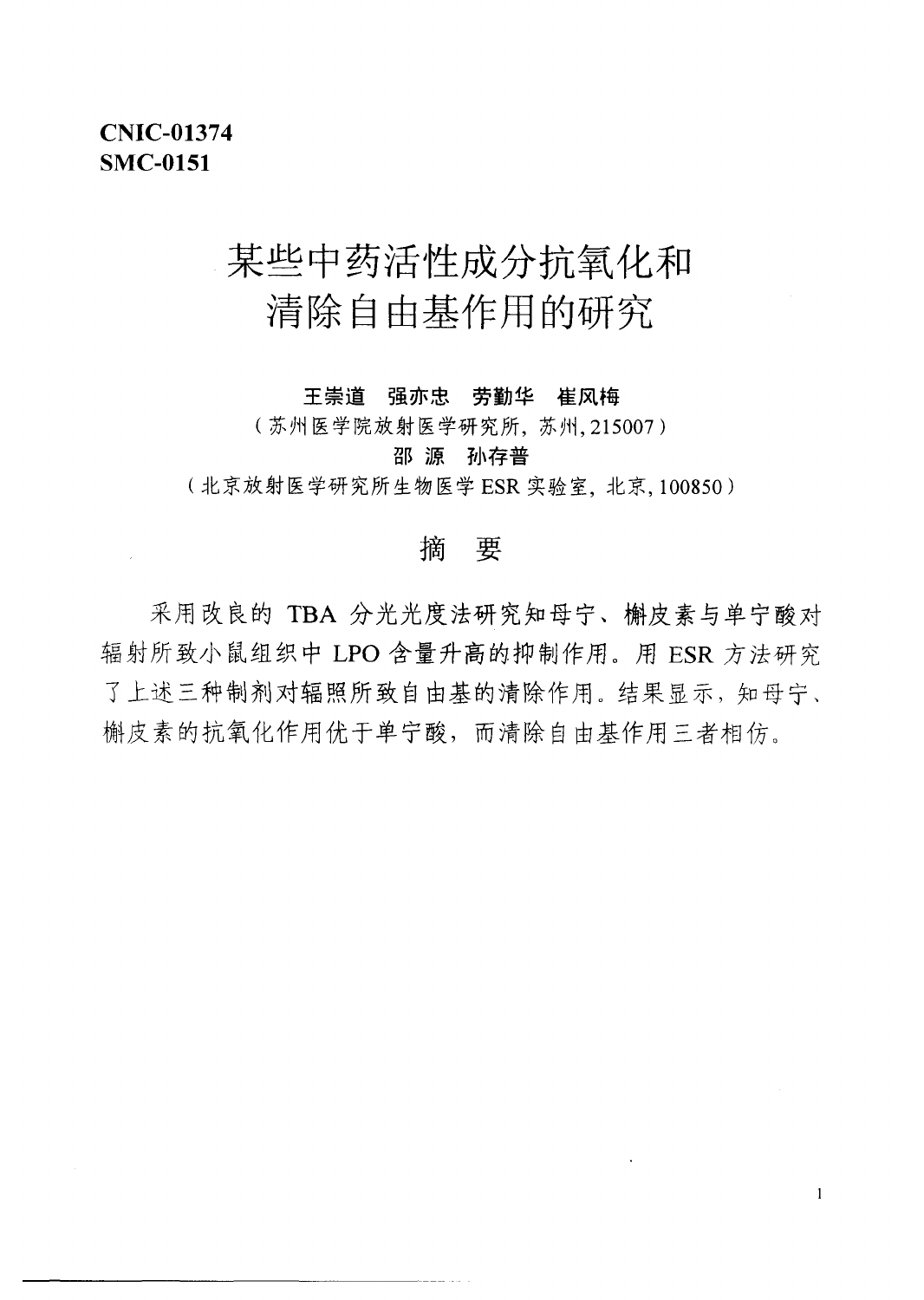**CNIC-01374**
**SMC-0151**

# 某些中药活性成分抗氧化和清除自由基作用的研究

**王崇道　强亦忠　劳勤华　崔凤梅**

（苏州医学院放射医学研究所，苏州，215007）

**邵 源　孙存普**

（北京放射医学研究所生物医学 ESR 实验室，北京，100850）

## 摘　要

采用改良的 TBA 分光光度法研究知母宁、槲皮素与单宁酸对辐射所致小鼠组织中 LPO 含量升高的抑制作用。用 ESR 方法研究了上述三种制剂对辐照所致自由基的清除作用。结果显示，知母宁、槲皮素的抗氧化作用优于单宁酸，而清除自由基作用三者相仿。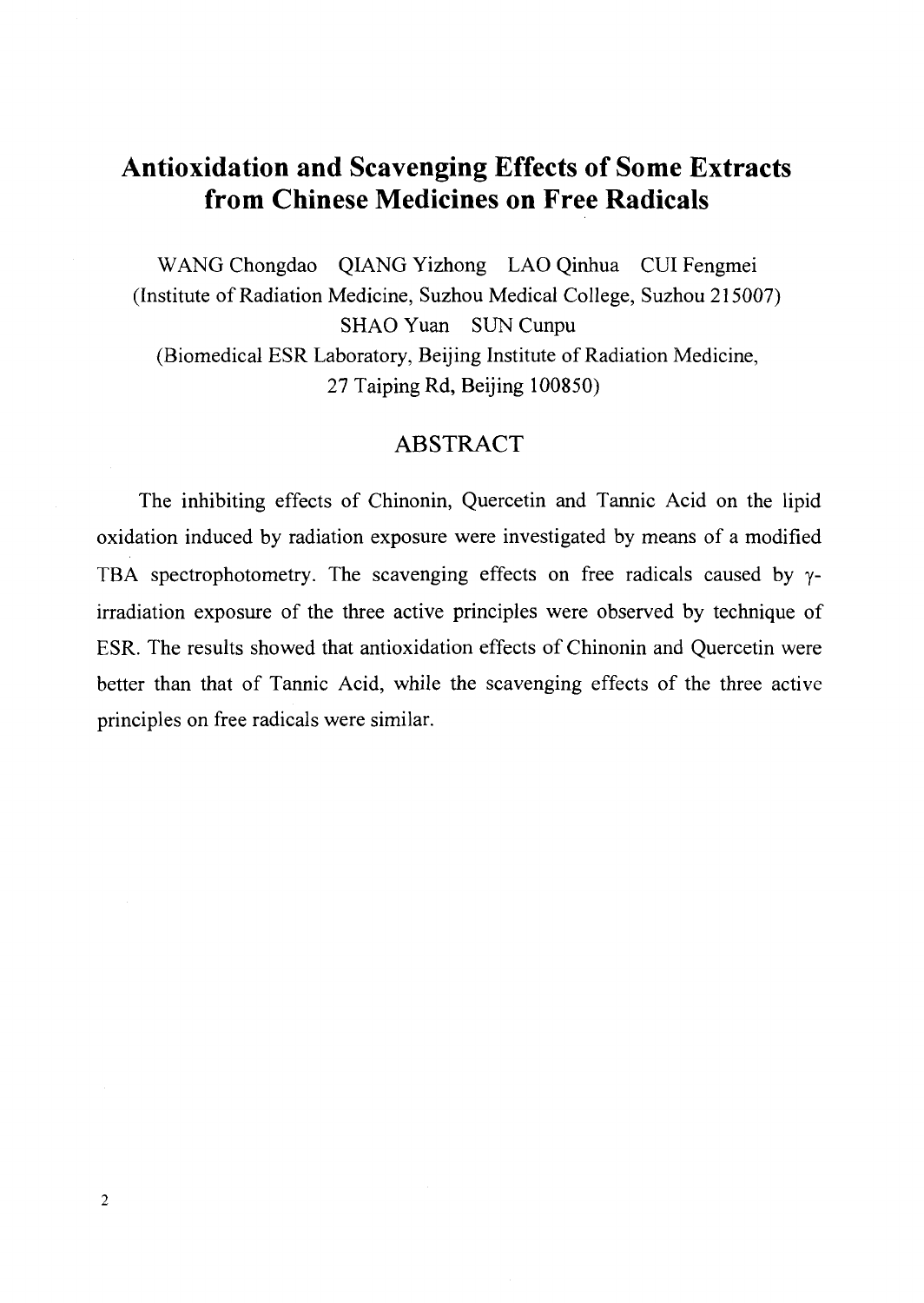# Antioxidation and Scavenging Effects of Some Extracts from Chinese Medicines on Free Radicals

WANG Chongdao　QIANG Yizhong　LAO Qinhua　CUI Fengmei
(Institute of Radiation Medicine, Suzhou Medical College, Suzhou 215007)
SHAO Yuan　SUN Cunpu
(Biomedical ESR Laboratory, Beijing Institute of Radiation Medicine, 27 Taiping Rd, Beijing 100850)

## ABSTRACT

The inhibiting effects of Chinonin, Quercetin and Tannic Acid on the lipid oxidation induced by radiation exposure were investigated by means of a modified TBA spectrophotometry. The scavenging effects on free radicals caused by $\gamma$-irradiation exposure of the three active principles were observed by technique of ESR. The results showed that antioxidation effects of Chinonin and Quercetin were better than that of Tannic Acid, while the scavenging effects of the three active principles on free radicals were similar.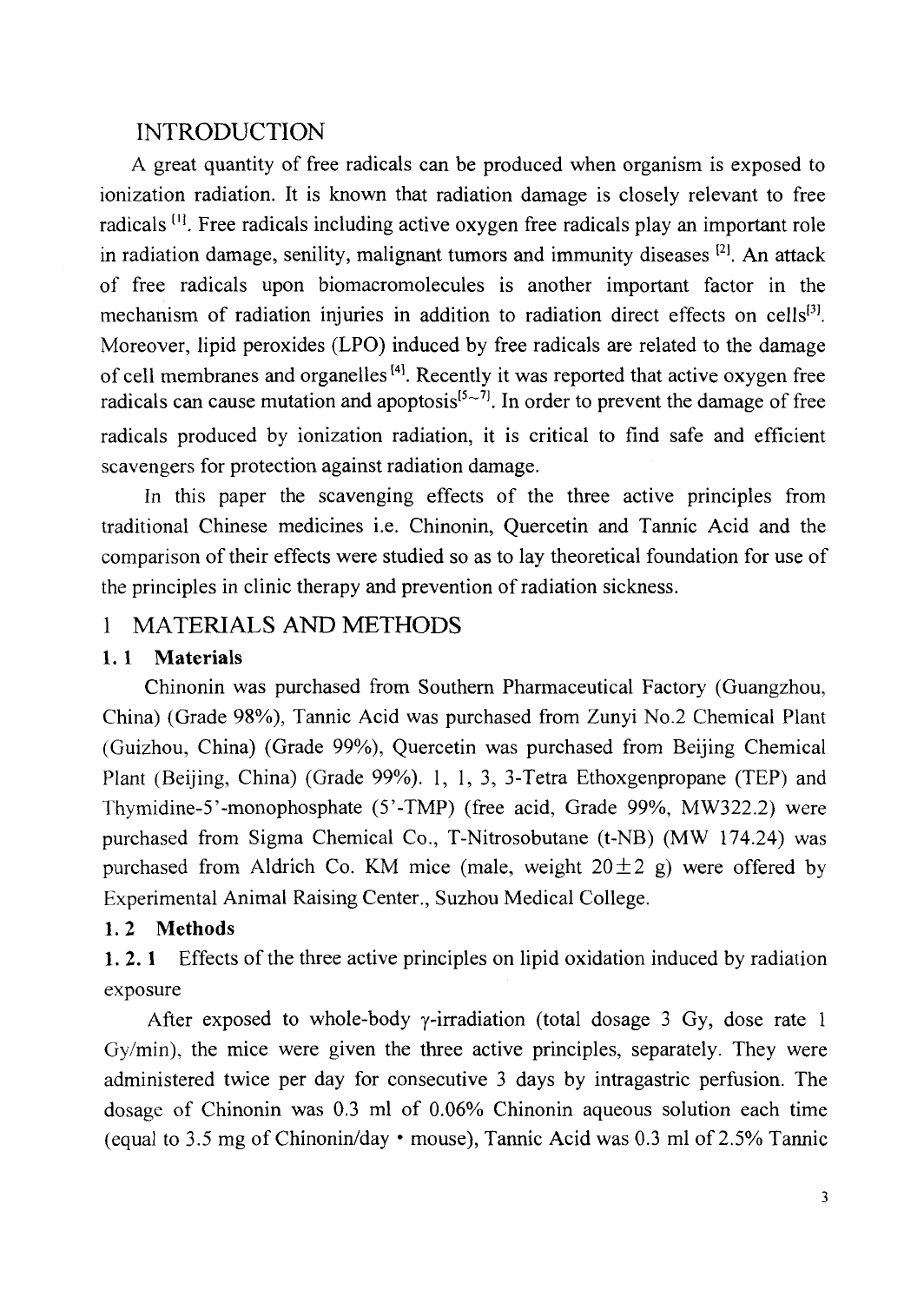## INTRODUCTION

A great quantity of free radicals can be produced when organism is exposed to ionization radiation. It is known that radiation damage is closely relevant to free radicals [1]. Free radicals including active oxygen free radicals play an important role in radiation damage, senility, malignant tumors and immunity diseases [2]. An attack of free radicals upon biomacromolecules is another important factor in the mechanism of radiation injuries in addition to radiation direct effects on cells[3]. Moreover, lipid peroxides (LPO) induced by free radicals are related to the damage of cell membranes and organelles [4]. Recently it was reported that active oxygen free radicals can cause mutation and apoptosis[5~7]. In order to prevent the damage of free radicals produced by ionization radiation, it is critical to find safe and efficient scavengers for protection against radiation damage.

In this paper the scavenging effects of the three active principles from traditional Chinese medicines i.e. Chinonin, Quercetin and Tannic Acid and the comparison of their effects were studied so as to lay theoretical foundation for use of the principles in clinic therapy and prevention of radiation sickness.

## 1 MATERIALS AND METHODS

### 1.1 Materials

Chinonin was purchased from Southern Pharmaceutical Factory (Guangzhou, China) (Grade 98%), Tannic Acid was purchased from Zunyi No.2 Chemical Plant (Guizhou, China) (Grade 99%), Quercetin was purchased from Beijing Chemical Plant (Beijing, China) (Grade 99%). 1, 1, 3, 3-Tetra Ethoxgenpropane (TEP) and Thymidine-5'-monophosphate (5'-TMP) (free acid, Grade 99%, MW322.2) were purchased from Sigma Chemical Co., T-Nitrosobutane (t-NB) (MW 174.24) was purchased from Aldrich Co. KM mice (male, weight $20 \pm 2$ g) were offered by Experimental Animal Raising Center., Suzhou Medical College.

### 1.2 Methods

**1.2.1** Effects of the three active principles on lipid oxidation induced by radiation exposure

After exposed to whole-body $\gamma$-irradiation (total dosage 3 Gy, dose rate 1 Gy/min), the mice were given the three active principles, separately. They were administered twice per day for consecutive 3 days by intragastric perfusion. The dosage of Chinonin was 0.3 ml of 0.06% Chinonin aqueous solution each time (equal to 3.5 mg of Chinonin/day • mouse), Tannic Acid was 0.3 ml of 2.5% Tannic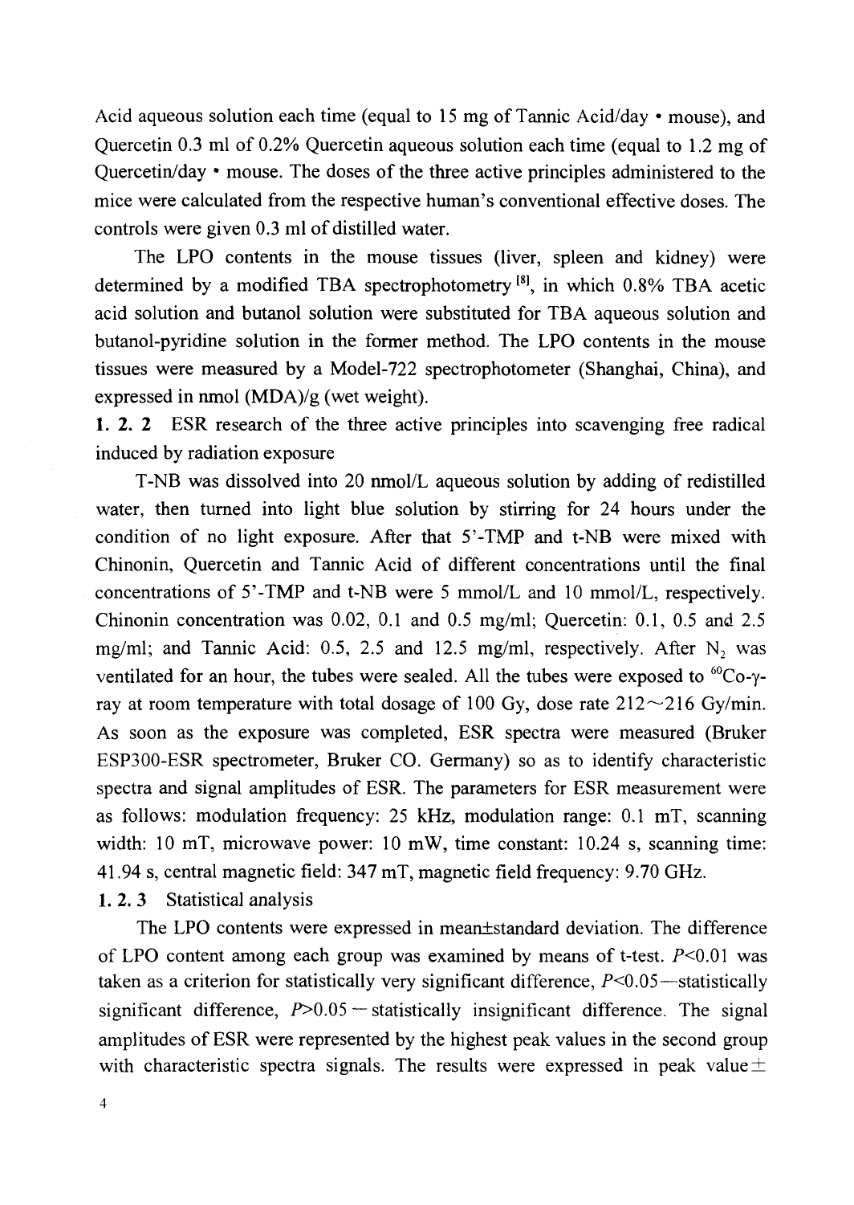Acid aqueous solution each time (equal to 15 mg of Tannic Acid/day • mouse), and Quercetin 0.3 ml of 0.2% Quercetin aqueous solution each time (equal to 1.2 mg of Quercetin/day • mouse. The doses of the three active principles administered to the mice were calculated from the respective human's conventional effective doses. The controls were given 0.3 ml of distilled water.

The LPO contents in the mouse tissues (liver, spleen and kidney) were determined by a modified TBA spectrophotometry [8], in which 0.8% TBA acetic acid solution and butanol solution were substituted for TBA aqueous solution and butanol-pyridine solution in the former method. The LPO contents in the mouse tissues were measured by a Model-722 spectrophotometer (Shanghai, China), and expressed in nmol (MDA)/g (wet weight).

**1. 2. 2** ESR research of the three active principles into scavenging free radical induced by radiation exposure

T-NB was dissolved into 20 nmol/L aqueous solution by adding of redistilled water, then turned into light blue solution by stirring for 24 hours under the condition of no light exposure. After that 5'-TMP and t-NB were mixed with Chinonin, Quercetin and Tannic Acid of different concentrations until the final concentrations of 5'-TMP and t-NB were 5 mmol/L and 10 mmol/L, respectively. Chinonin concentration was 0.02, 0.1 and 0.5 mg/ml; Quercetin: 0.1, 0.5 and 2.5 mg/ml; and Tannic Acid: 0.5, 2.5 and 12.5 mg/ml, respectively. After $N_2$ was ventilated for an hour, the tubes were sealed. All the tubes were exposed to $^{60}$Co-$\gamma$-ray at room temperature with total dosage of 100 Gy, dose rate 212～216 Gy/min. As soon as the exposure was completed, ESR spectra were measured (Bruker ESP300-ESR spectrometer, Bruker CO. Germany) so as to identify characteristic spectra and signal amplitudes of ESR. The parameters for ESR measurement were as follows: modulation frequency: 25 kHz, modulation range: 0.1 mT, scanning width: 10 mT, microwave power: 10 mW, time constant: 10.24 s, scanning time: 41.94 s, central magnetic field: 347 mT, magnetic field frequency: 9.70 GHz.

**1. 2. 3** Statistical analysis

The LPO contents were expressed in mean±standard deviation. The difference of LPO content among each group was examined by means of t-test. $P$<0.01 was taken as a criterion for statistically very significant difference, $P$<0.05—statistically significant difference, $P$>0.05 — statistically insignificant difference. The signal amplitudes of ESR were represented by the highest peak values in the second group with characteristic spectra signals. The results were expressed in peak value ±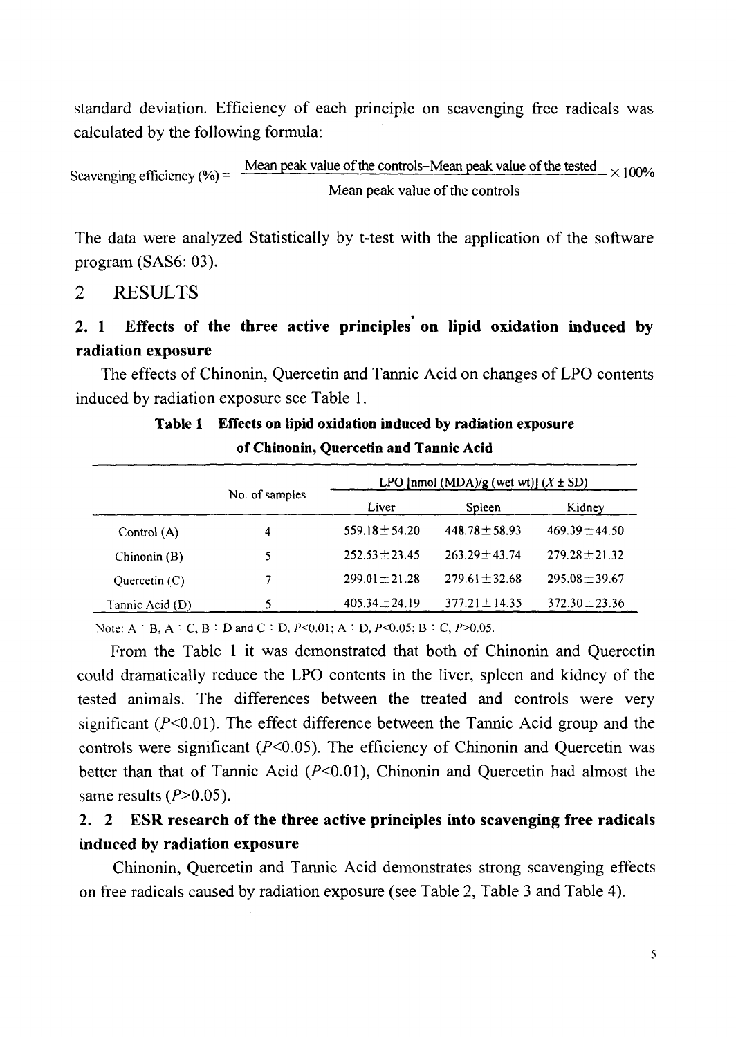standard deviation. Efficiency of each principle on scavenging free radicals was calculated by the following formula:

$$\text{Scavenging efficiency (\%)} = \frac{\text{Mean peak value of the controls} - \text{Mean peak value of the tested}}{\text{Mean peak value of the controls}} \times 100\%$$

The data were analyzed Statistically by t-test with the application of the software program (SAS6: 03).

## 2 RESULTS

### 2. 1 Effects of the three active principles on lipid oxidation induced by radiation exposure

The effects of Chinonin, Quercetin and Tannic Acid on changes of LPO contents induced by radiation exposure see Table 1.

**Table 1 Effects on lipid oxidation induced by radiation exposure of Chinonin, Quercetin and Tannic Acid**

| | No. of samples | LPO [nmol (MDA)/g (wet wt)] ($\bar{X} \pm SD$) | | |
|---|---|---|---|---|
| | | Liver | Spleen | Kidney |
| Control (A) | 4 | 559.18±54.20 | 448.78±58.93 | 469.39±44.50 |
| Chinonin (B) | 5 | 252.53±23.45 | 263.29±43.74 | 279.28±21.32 |
| Quercetin (C) | 7 | 299.01±21.28 | 279.61±32.68 | 295.08±39.67 |
| Tannic Acid (D) | 5 | 405.34±24.19 | 377.21±14.35 | 372.30±23.36 |

Note: A : B, A : C, B : D and C : D, $P<0.01$; A : D, $P<0.05$; B : C, $P>0.05$.

From the Table 1 it was demonstrated that both of Chinonin and Quercetin could dramatically reduce the LPO contents in the liver, spleen and kidney of the tested animals. The differences between the treated and controls were very significant ($P<0.01$). The effect difference between the Tannic Acid group and the controls were significant ($P<0.05$). The efficiency of Chinonin and Quercetin was better than that of Tannic Acid ($P<0.01$), Chinonin and Quercetin had almost the same results ($P>0.05$).

### 2. 2 ESR research of the three active principles into scavenging free radicals induced by radiation exposure

Chinonin, Quercetin and Tannic Acid demonstrates strong scavenging effects on free radicals caused by radiation exposure (see Table 2, Table 3 and Table 4).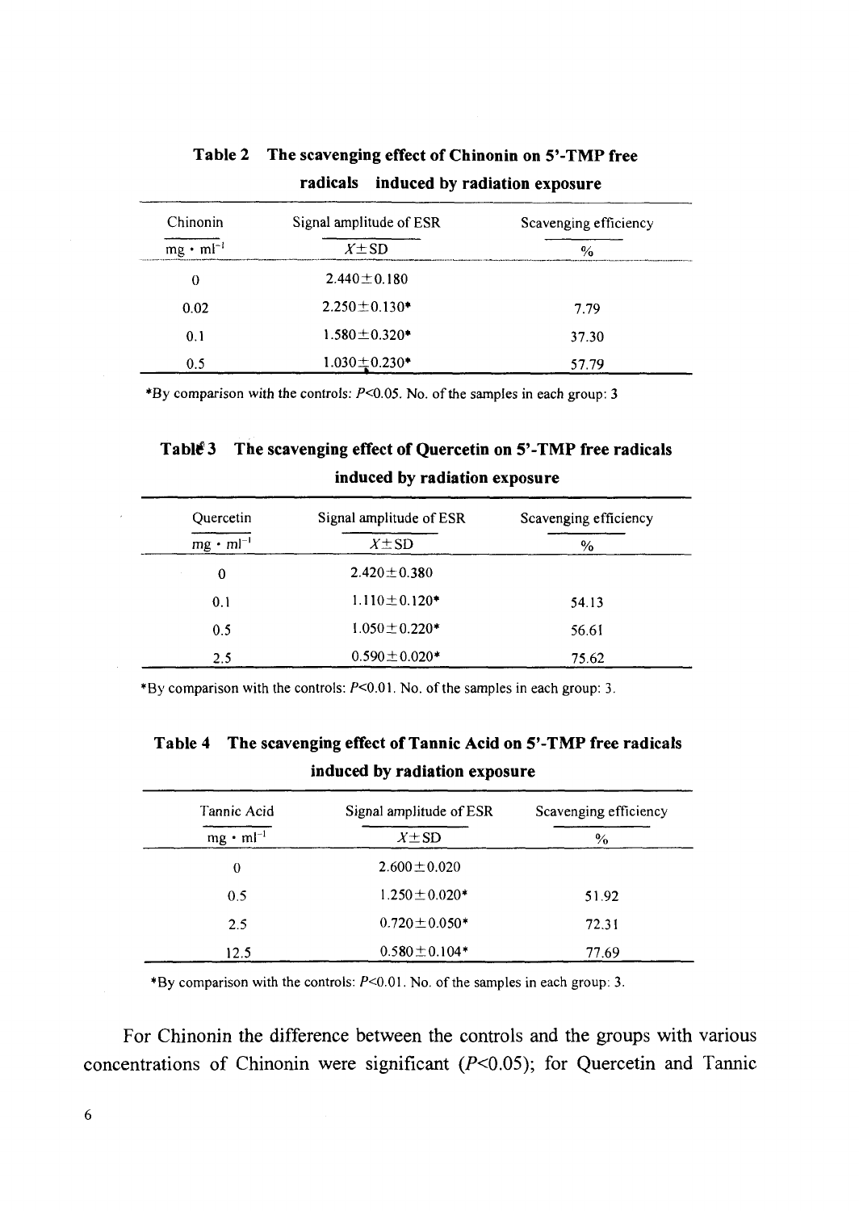**Table 2 The scavenging effect of Chinonin on 5'-TMP free radicals induced by radiation exposure**

| Chinonin $mg \cdot ml^{-1}$ | Signal amplitude of ESR $X \pm SD$ | Scavenging efficiency % |
|---|---|---|
| 0 | $2.440 \pm 0.180$ | |
| 0.02 | $2.250 \pm 0.130$* | 7.79 |
| 0.1 | $1.580 \pm 0.320$* | 37.30 |
| 0.5 | $1.030 \pm 0.230$* | 57.79 |

*By comparison with the controls: $P<0.05$. No. of the samples in each group: 3

**Table 3 The scavenging effect of Quercetin on 5'-TMP free radicals induced by radiation exposure**

| Quercetin $mg \cdot ml^{-1}$ | Signal amplitude of ESR $X \pm SD$ | Scavenging efficiency % |
|---|---|---|
| 0 | $2.420 \pm 0.380$ | |
| 0.1 | $1.110 \pm 0.120$* | 54.13 |
| 0.5 | $1.050 \pm 0.220$* | 56.61 |
| 2.5 | $0.590 \pm 0.020$* | 75.62 |

*By comparison with the controls: $P<0.01$. No. of the samples in each group: 3.

**Table 4 The scavenging effect of Tannic Acid on 5'-TMP free radicals induced by radiation exposure**

| Tannic Acid $mg \cdot ml^{-1}$ | Signal amplitude of ESR $X \pm SD$ | Scavenging efficiency % |
|---|---|---|
| 0 | $2.600 \pm 0.020$ | |
| 0.5 | $1.250 \pm 0.020$* | 51.92 |
| 2.5 | $0.720 \pm 0.050$* | 72.31 |
| 12.5 | $0.580 \pm 0.104$* | 77.69 |

*By comparison with the controls: $P<0.01$. No. of the samples in each group: 3.

For Chinonin the difference between the controls and the groups with various concentrations of Chinonin were significant ($P<0.05$); for Quercetin and Tannic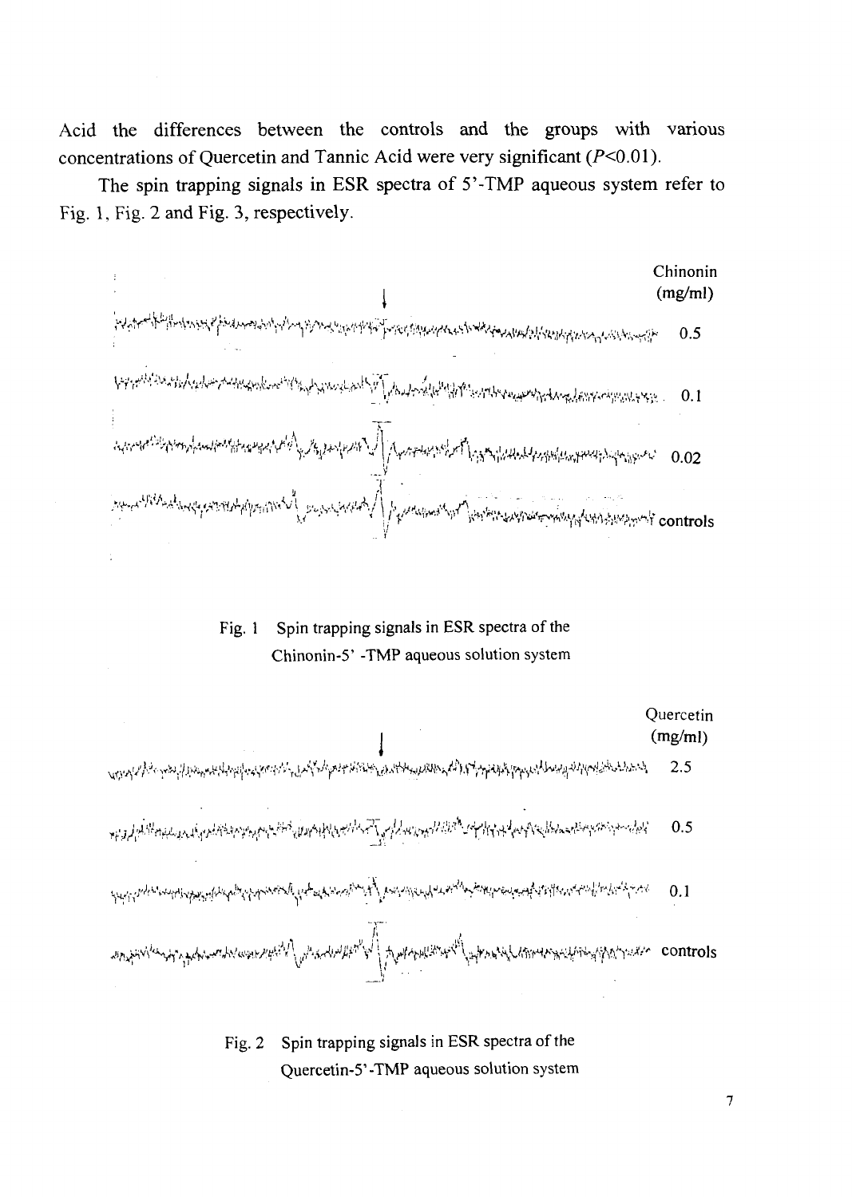Acid the differences between the controls and the groups with various concentrations of Quercetin and Tannic Acid were very significant ($P<0.01$).

The spin trapping signals in ESR spectra of 5'-TMP aqueous system refer to Fig. 1, Fig. 2 and Fig. 3, respectively.

Chinonin (mg/ml)

0.5

0.1

0.02

controls

Fig. 1 Spin trapping signals in ESR spectra of the Chinonin-5' -TMP aqueous solution system

Quercetin (mg/ml)

2.5

0.5

0.1

controls

Fig. 2 Spin trapping signals in ESR spectra of the Quercetin-5'-TMP aqueous solution system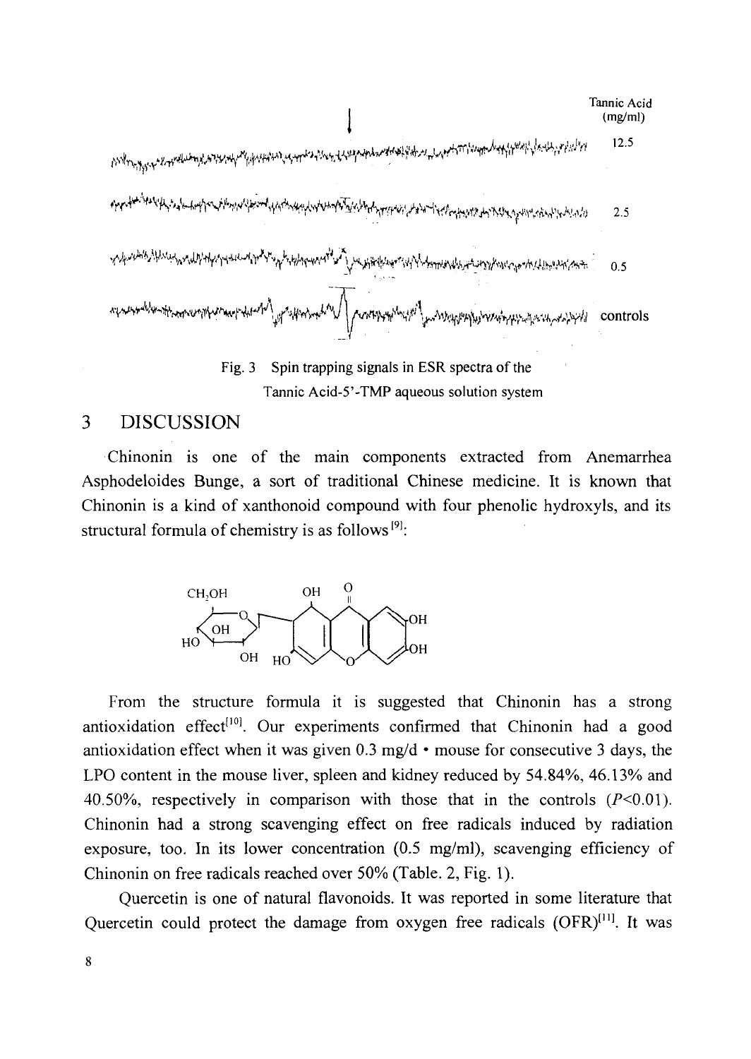Tannic Acid (mg/ml)

12.5

2.5

0.5

controls

Fig. 3 Spin trapping signals in ESR spectra of the Tannic Acid-5'-TMP aqueous solution system

## 3 DISCUSSION

Chinonin is one of the main components extracted from Anemarrhea Asphodeloides Bunge, a sort of traditional Chinese medicine. It is known that Chinonin is a kind of xanthonoid compound with four phenolic hydroxyls, and its structural formula of chemistry is as follows [9]:

From the structure formula it is suggested that Chinonin has a strong antioxidation effect[10]. Our experiments confirmed that Chinonin had a good antioxidation effect when it was given 0.3 mg/d • mouse for consecutive 3 days, the LPO content in the mouse liver, spleen and kidney reduced by 54.84%, 46.13% and 40.50%, respectively in comparison with those that in the controls ($P<0.01$). Chinonin had a strong scavenging effect on free radicals induced by radiation exposure, too. In its lower concentration (0.5 mg/ml), scavenging efficiency of Chinonin on free radicals reached over 50% (Table. 2, Fig. 1).

Quercetin is one of natural flavonoids. It was reported in some literature that Quercetin could protect the damage from oxygen free radicals (OFR)[11]. It was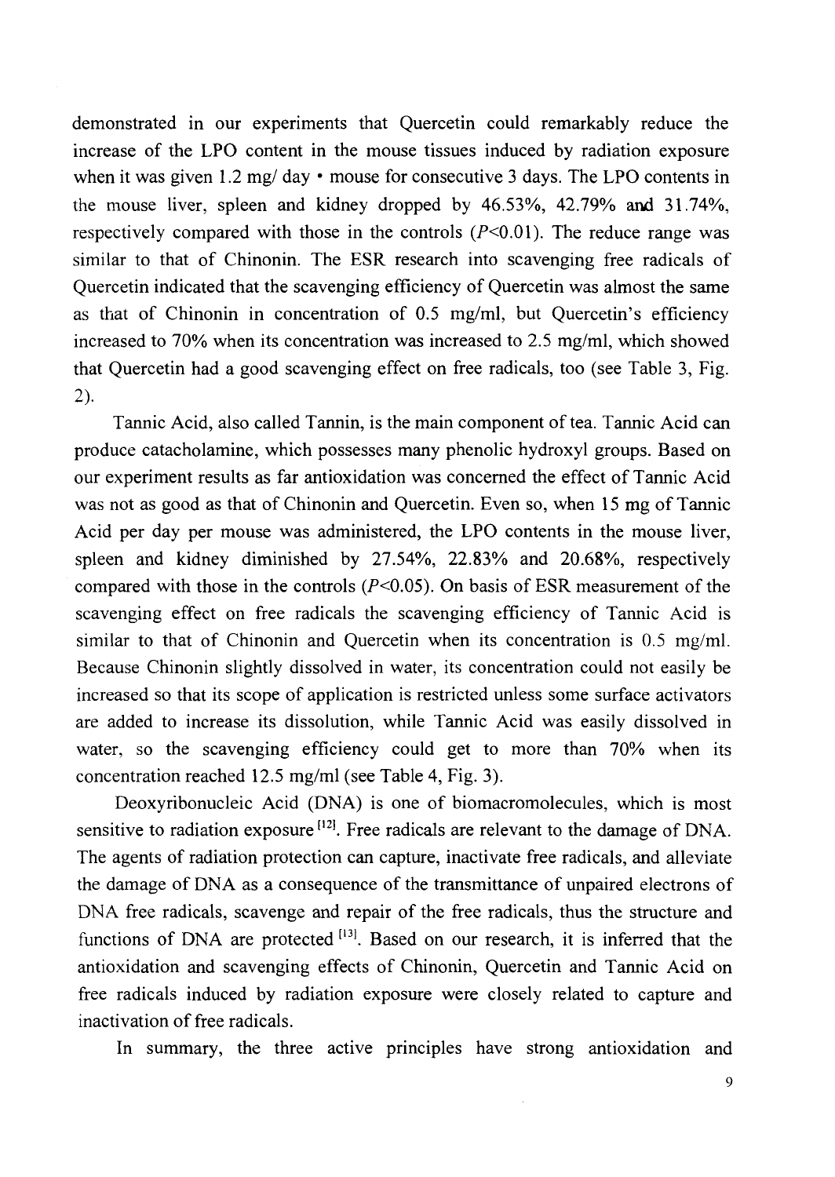demonstrated in our experiments that Quercetin could remarkably reduce the increase of the LPO content in the mouse tissues induced by radiation exposure when it was given 1.2 mg/ day • mouse for consecutive 3 days. The LPO contents in the mouse liver, spleen and kidney dropped by 46.53%, 42.79% and 31.74%, respectively compared with those in the controls ($P<0.01$). The reduce range was similar to that of Chinonin. The ESR research into scavenging free radicals of Quercetin indicated that the scavenging efficiency of Quercetin was almost the same as that of Chinonin in concentration of 0.5 mg/ml, but Quercetin's efficiency increased to 70% when its concentration was increased to 2.5 mg/ml, which showed that Quercetin had a good scavenging effect on free radicals, too (see Table 3, Fig. 2).

Tannic Acid, also called Tannin, is the main component of tea. Tannic Acid can produce catacholamine, which possesses many phenolic hydroxyl groups. Based on our experiment results as far antioxidation was concerned the effect of Tannic Acid was not as good as that of Chinonin and Quercetin. Even so, when 15 mg of Tannic Acid per day per mouse was administered, the LPO contents in the mouse liver, spleen and kidney diminished by 27.54%, 22.83% and 20.68%, respectively compared with those in the controls ($P<0.05$). On basis of ESR measurement of the scavenging effect on free radicals the scavenging efficiency of Tannic Acid is similar to that of Chinonin and Quercetin when its concentration is 0.5 mg/ml. Because Chinonin slightly dissolved in water, its concentration could not easily be increased so that its scope of application is restricted unless some surface activators are added to increase its dissolution, while Tannic Acid was easily dissolved in water, so the scavenging efficiency could get to more than 70% when its concentration reached 12.5 mg/ml (see Table 4, Fig. 3).

Deoxyribonucleic Acid (DNA) is one of biomacromolecules, which is most sensitive to radiation exposure [12]. Free radicals are relevant to the damage of DNA. The agents of radiation protection can capture, inactivate free radicals, and alleviate the damage of DNA as a consequence of the transmittance of unpaired electrons of DNA free radicals, scavenge and repair of the free radicals, thus the structure and functions of DNA are protected [13]. Based on our research, it is inferred that the antioxidation and scavenging effects of Chinonin, Quercetin and Tannic Acid on free radicals induced by radiation exposure were closely related to capture and inactivation of free radicals.

In summary, the three active principles have strong antioxidation and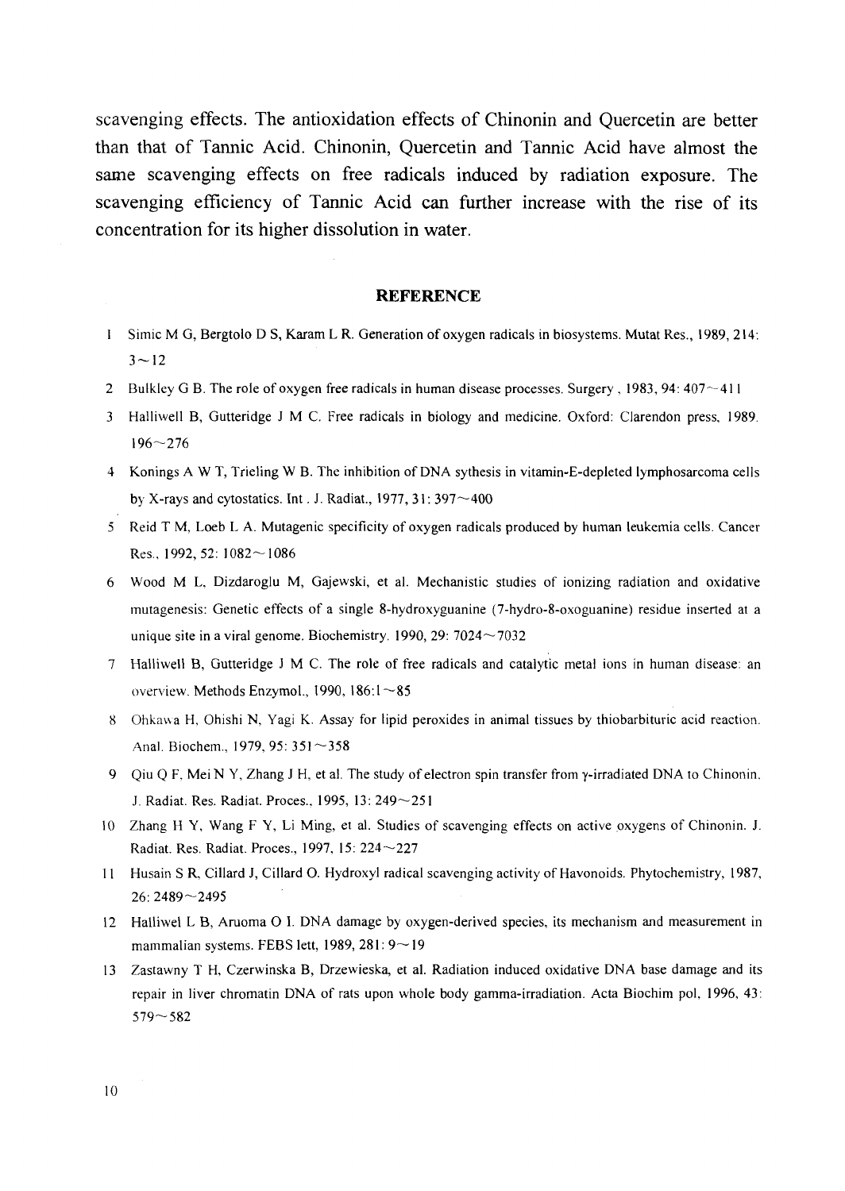scavenging effects. The antioxidation effects of Chinonin and Quercetin are better than that of Tannic Acid. Chinonin, Quercetin and Tannic Acid have almost the same scavenging effects on free radicals induced by radiation exposure. The scavenging efficiency of Tannic Acid can further increase with the rise of its concentration for its higher dissolution in water.

## REFERENCE

1. Simic M G, Bergtolo D S, Karam L R. Generation of oxygen radicals in biosystems. Mutat Res., 1989, 214: 3～12
2. Bulkley G B. The role of oxygen free radicals in human disease processes. Surgery , 1983, 94: 407～411
3. Halliwell B, Gutteridge J M C. Free radicals in biology and medicine. Oxford: Clarendon press, 1989. 196～276
4. Konings A W T, Trieling W B. The inhibition of DNA sythesis in vitamin-E-depleted lymphosarcoma cells by X-rays and cytostatics. Int . J. Radiat., 1977, 31: 397～400
5. Reid T M, Loeb L A. Mutagenic specificity of oxygen radicals produced by human leukemia cells. Cancer Res., 1992, 52: 1082～1086
6. Wood M L, Dizdaroglu M, Gajewski, et al. Mechanistic studies of ionizing radiation and oxidative mutagenesis: Genetic effects of a single 8-hydroxyguanine (7-hydro-8-oxoguanine) residue inserted at a unique site in a viral genome. Biochemistry. 1990, 29: 7024～7032
7. Halliwell B, Gutteridge J M C. The role of free radicals and catalytic metal ions in human disease: an overview. Methods Enzymol., 1990, 186:1～85
8. Ohkawa H, Ohishi N, Yagi K. Assay for lipid peroxides in animal tissues by thiobarbituric acid reaction. Anal. Biochem., 1979, 95: 351～358
9. Qiu Q F, Mei N Y, Zhang J H, et al. The study of electron spin transfer from γ-irradiated DNA to Chinonin. J. Radiat. Res. Radiat. Proces., 1995, 13: 249～251
10. Zhang H Y, Wang F Y, Li Ming, et al. Studies of scavenging effects on active oxygens of Chinonin. J. Radiat. Res. Radiat. Proces., 1997, 15: 224～227
11. Husain S R, Cillard J, Cillard O. Hydroxyl radical scavenging activity of Havonoids. Phytochemistry, 1987, 26: 2489～2495
12. Halliwel L B, Aruoma O I. DNA damage by oxygen-derived species, its mechanism and measurement in mammalian systems. FEBS lett, 1989, 281: 9～19
13. Zastawny T H, Czerwinska B, Drzewieska, et al. Radiation induced oxidative DNA base damage and its repair in liver chromatin DNA of rats upon whole body gamma-irradiation. Acta Biochim pol, 1996, 43: 579～582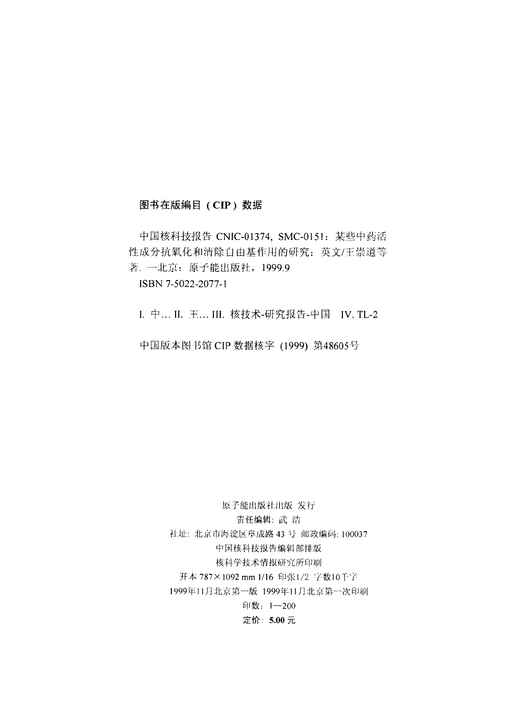**图书在版编目（CIP）数据**

中国核科技报告 CNIC-01374, SMC-0151：某些中药活性成分抗氧化和清除自由基作用的研究：英文/王崇道等著. —北京：原子能出版社，1999.9

ISBN 7-5022-2077-1

I. 中… II. 王… III. 核技术-研究报告-中国 IV. TL-2

中国版本图书馆 CIP 数据核字 (1999) 第48605号

原子能出版社出版 发行

责任编辑：武 洁

社址：北京市海淀区阜成路 43 号 邮政编码：100037

中国核科技报告编辑部排版

核科学技术情报研究所印刷

开本 787×1092 mm 1/16 印张1/2 字数10千字

1999年11月北京第一版 1999年11月北京第一次印刷

印数：1—200

**定价：5.00 元**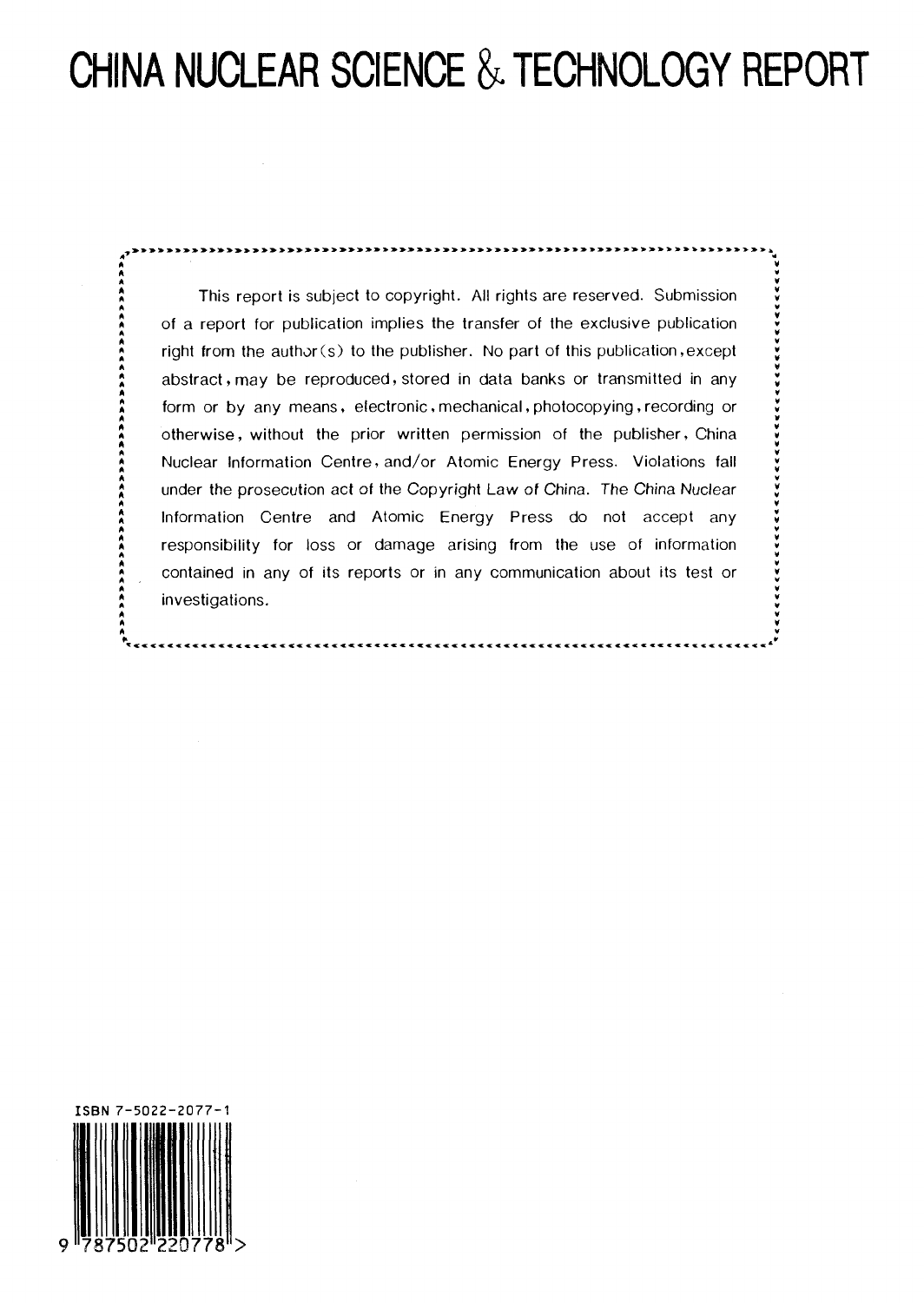# CHINA NUCLEAR SCIENCE & TECHNOLOGY REPORT

This report is subject to copyright. All rights are reserved. Submission of a report for publication implies the transfer of the exclusive publication right from the author(s) to the publisher. No part of this publication, except abstract, may be reproduced, stored in data banks or transmitted in any form or by any means, electronic, mechanical, photocopying, recording or otherwise, without the prior written permission of the publisher, China Nuclear Information Centre, and/or Atomic Energy Press. Violations fall under the prosecution act of the Copyright Law of China. The China Nuclear Information Centre and Atomic Energy Press do not accept any responsibility for loss or damage arising from the use of information contained in any of its reports or in any communication about its test or investigations.

ISBN 7-5022-2077-1

9 787502 220778 >